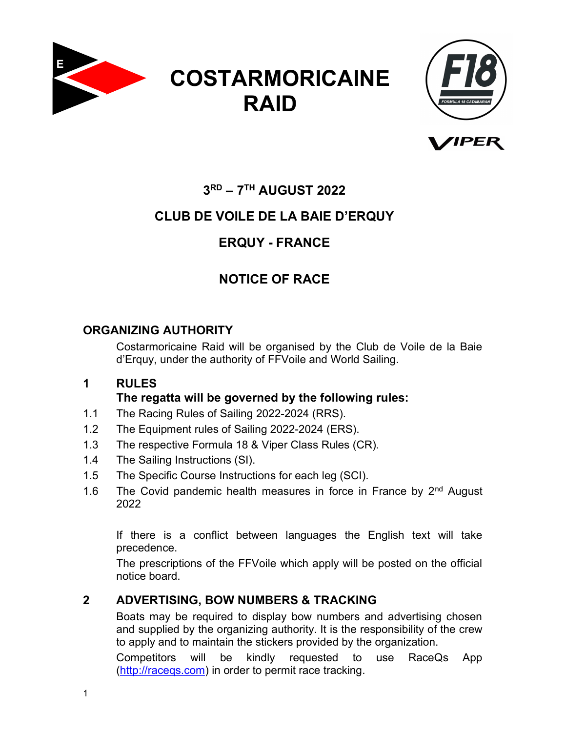# COSTARMORICAINE RAID

## 3RD – 7TH AUGUST 2022

## CLUB DE VOILE DE LA BAIE D'ERQUY

## ERQUY - FRANCE

## NOTICE OF RACE

## ORGANIZING AUTHORITY

Costarmoricaine Raid will be organised by the Club de Voile de la Baie d'Erquy, under the authority of FFVoile and World Sailing.

## 1 RULES

**The regatta will be governed by the following rules:**

1.1 The Racing Rules of Sailing 2022-2024 (RRS).

1.2 The Equipment rules of Sailing 2022-2024 (ERS).

1.3 The respective Formula 18 & Viper Class Rules (CR).

1.4 The Sailing Instructions (SI).

1.5 The Specific Course Instructions for each leg (SCI).

1.6 The Covid pandemic health measures in force in France by 2nd August 2022

If there is a conflict between languages the English text will take precedence.

The prescriptions of the FFVoile which apply will be posted on the official notice board.

## 2 ADVERTISING, BOW NUMBERS & TRACKING

Boats may be required to display bow numbers and advertising chosen and supplied by the organizing authority. It is the responsibility of the crew to apply and to maintain the stickers provided by the organization.

Competitors will be kindly requested to use RaceQs App (http://raceqs.com) in order to permit race tracking.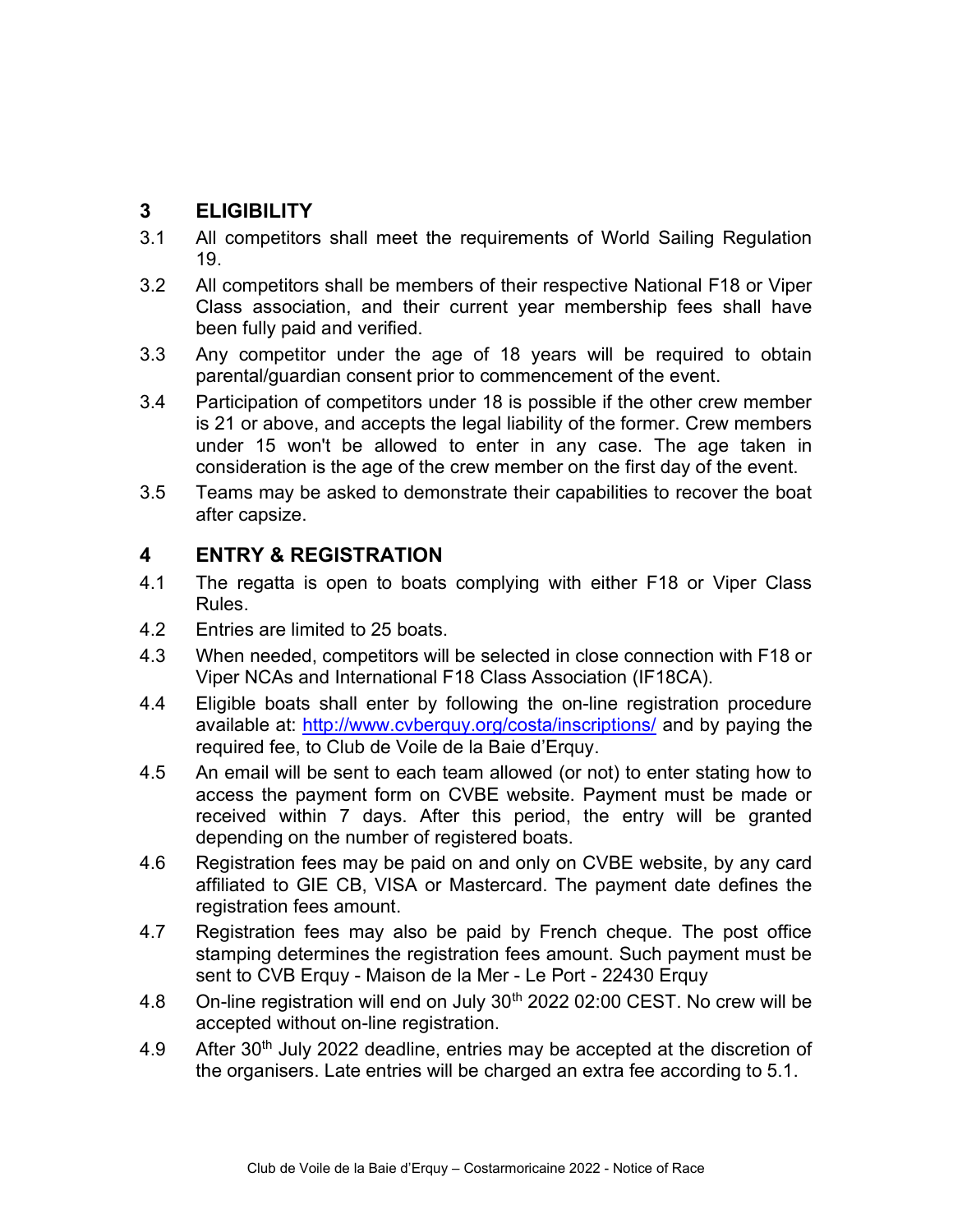## 3 ELIGIBILITY

3.1 All competitors shall meet the requirements of World Sailing Regulation 19.

3.2 All competitors shall be members of their respective National F18 or Viper Class association, and their current year membership fees shall have been fully paid and verified.

3.3 Any competitor under the age of 18 years will be required to obtain parental/guardian consent prior to commencement of the event.

3.4 Participation of competitors under 18 is possible if the other crew member is 21 or above, and accepts the legal liability of the former. Crew members under 15 won't be allowed to enter in any case. The age taken in consideration is the age of the crew member on the first day of the event.

3.5 Teams may be asked to demonstrate their capabilities to recover the boat after capsize.

## 4 ENTRY & REGISTRATION

4.1 The regatta is open to boats complying with either F18 or Viper Class Rules.

4.2 Entries are limited to 25 boats.

4.3 When needed, competitors will be selected in close connection with F18 or Viper NCAs and International F18 Class Association (IF18CA).

4.4 Eligible boats shall enter by following the on-line registration procedure available at: http://www.cvberquy.org/costa/inscriptions/ and by paying the required fee, to Club de Voile de la Baie d'Erquy.

4.5 An email will be sent to each team allowed (or not) to enter stating how to access the payment form on CVBE website. Payment must be made or received within 7 days. After this period, the entry will be granted depending on the number of registered boats.

4.6 Registration fees may be paid on and only on CVBE website, by any card affiliated to GIE CB, VISA or Mastercard. The payment date defines the registration fees amount.

4.7 Registration fees may also be paid by French cheque. The post office stamping determines the registration fees amount. Such payment must be sent to CVB Erquy - Maison de la Mer - Le Port - 22430 Erquy

4.8 On-line registration will end on July 30th 2022 02:00 CEST. No crew will be accepted without on-line registration.

4.9 After 30th July 2022 deadline, entries may be accepted at the discretion of the organisers. Late entries will be charged an extra fee according to 5.1.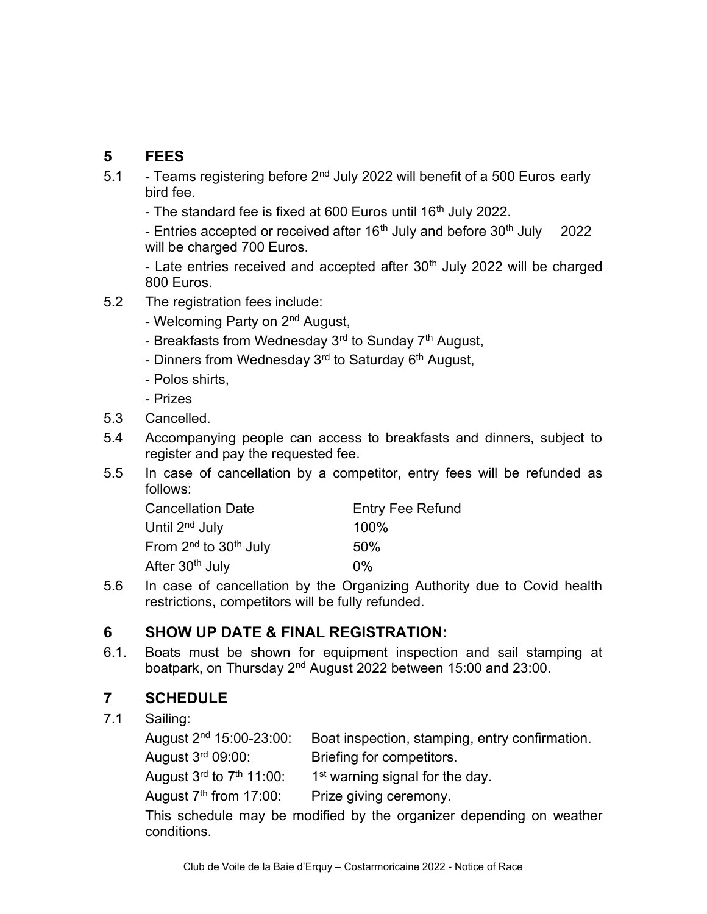## 5 FEES

5.1 - Teams registering before 2nd July 2022 will benefit of a 500 Euros early bird fee.

- The standard fee is fixed at 600 Euros until 16th July 2022.
- Entries accepted or received after 16th July and before 30th July 2022 will be charged 700 Euros.
- Late entries received and accepted after 30th July 2022 will be charged 800 Euros.

5.2 The registration fees include:

- Welcoming Party on 2nd August,
- Breakfasts from Wednesday 3rd to Sunday 7th August,
- Dinners from Wednesday 3rd to Saturday 6th August,
- Polos shirts,
- Prizes

5.3 Cancelled.

5.4 Accompanying people can access to breakfasts and dinners, subject to register and pay the requested fee.

5.5 In case of cancellation by a competitor, entry fees will be refunded as follows:

| Cancellation Date | Entry Fee Refund |
|---|---|
| Until 2nd July | 100% |
| From 2nd to 30th July | 50% |
| After 30th July | 0% |

5.6 In case of cancellation by the Organizing Authority due to Covid health restrictions, competitors will be fully refunded.

## 6 SHOW UP DATE & FINAL REGISTRATION:

6.1. Boats must be shown for equipment inspection and sail stamping at boatpark, on Thursday 2nd August 2022 between 15:00 and 23:00.

## 7 SCHEDULE

7.1 Sailing:

| | |
|---|---|
| August 2nd 15:00-23:00: | Boat inspection, stamping, entry confirmation. |
| August 3rd 09:00: | Briefing for competitors. |
| August 3rd to 7th 11:00: | 1st warning signal for the day. |
| August 7th from 17:00: | Prize giving ceremony. |

This schedule may be modified by the organizer depending on weather conditions.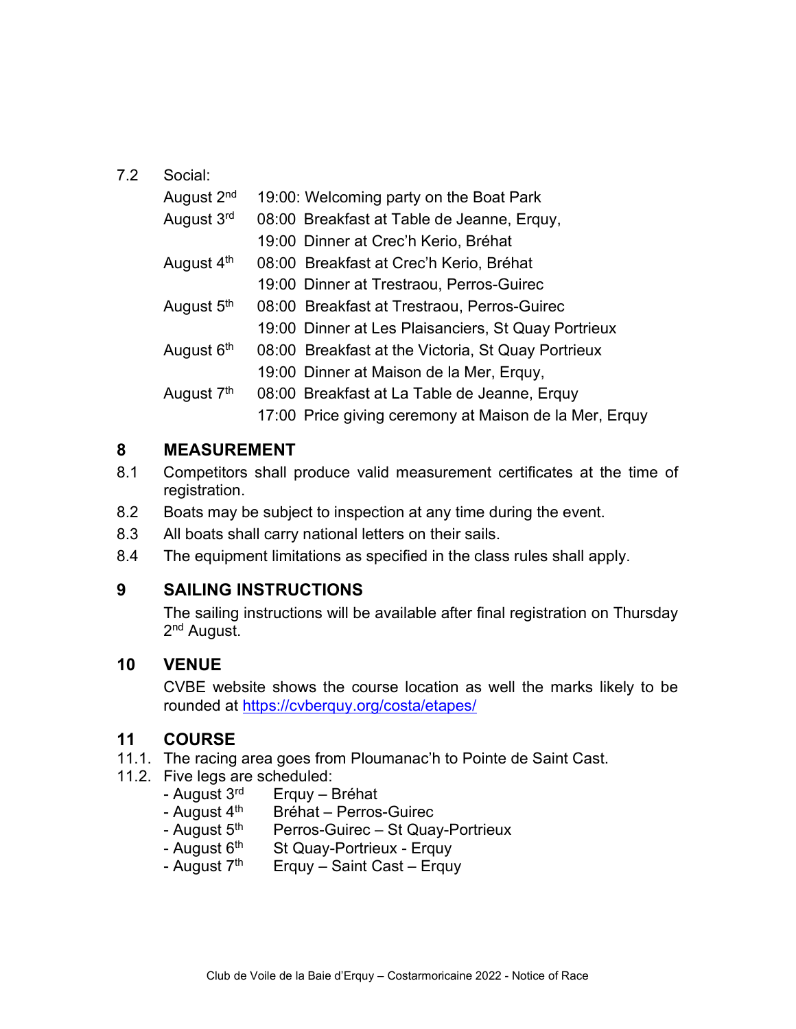7.2 Social:

| | |
|---|---|
| August 2nd | 19:00: Welcoming party on the Boat Park |
| August 3rd | 08:00 Breakfast at Table de Jeanne, Erquy, |
| | 19:00 Dinner at Crec'h Kerio, Bréhat |
| August 4th | 08:00 Breakfast at Crec'h Kerio, Bréhat |
| | 19:00 Dinner at Trestraou, Perros-Guirec |
| August 5th | 08:00 Breakfast at Trestraou, Perros-Guirec |
| | 19:00 Dinner at Les Plaisanciers, St Quay Portrieux |
| August 6th | 08:00 Breakfast at the Victoria, St Quay Portrieux |
| | 19:00 Dinner at Maison de la Mer, Erquy, |
| August 7th | 08:00 Breakfast at La Table de Jeanne, Erquy |
| | 17:00 Price giving ceremony at Maison de la Mer, Erquy |

## 8 MEASUREMENT

8.1 Competitors shall produce valid measurement certificates at the time of registration.

8.2 Boats may be subject to inspection at any time during the event.

8.3 All boats shall carry national letters on their sails.

8.4 The equipment limitations as specified in the class rules shall apply.

## 9 SAILING INSTRUCTIONS

The sailing instructions will be available after final registration on Thursday 2nd August.

## 10 VENUE

CVBE website shows the course location as well the marks likely to be rounded at https://cvberquy.org/costa/etapes/

## 11 COURSE

11.1. The racing area goes from Ploumanac'h to Pointe de Saint Cast.

11.2. Five legs are scheduled:

- August 3rd Erquy – Bréhat
- August 4th Bréhat – Perros-Guirec
- August 5th Perros-Guirec – St Quay-Portrieux
- August 6th St Quay-Portrieux - Erquy
- August 7th Erquy – Saint Cast – Erquy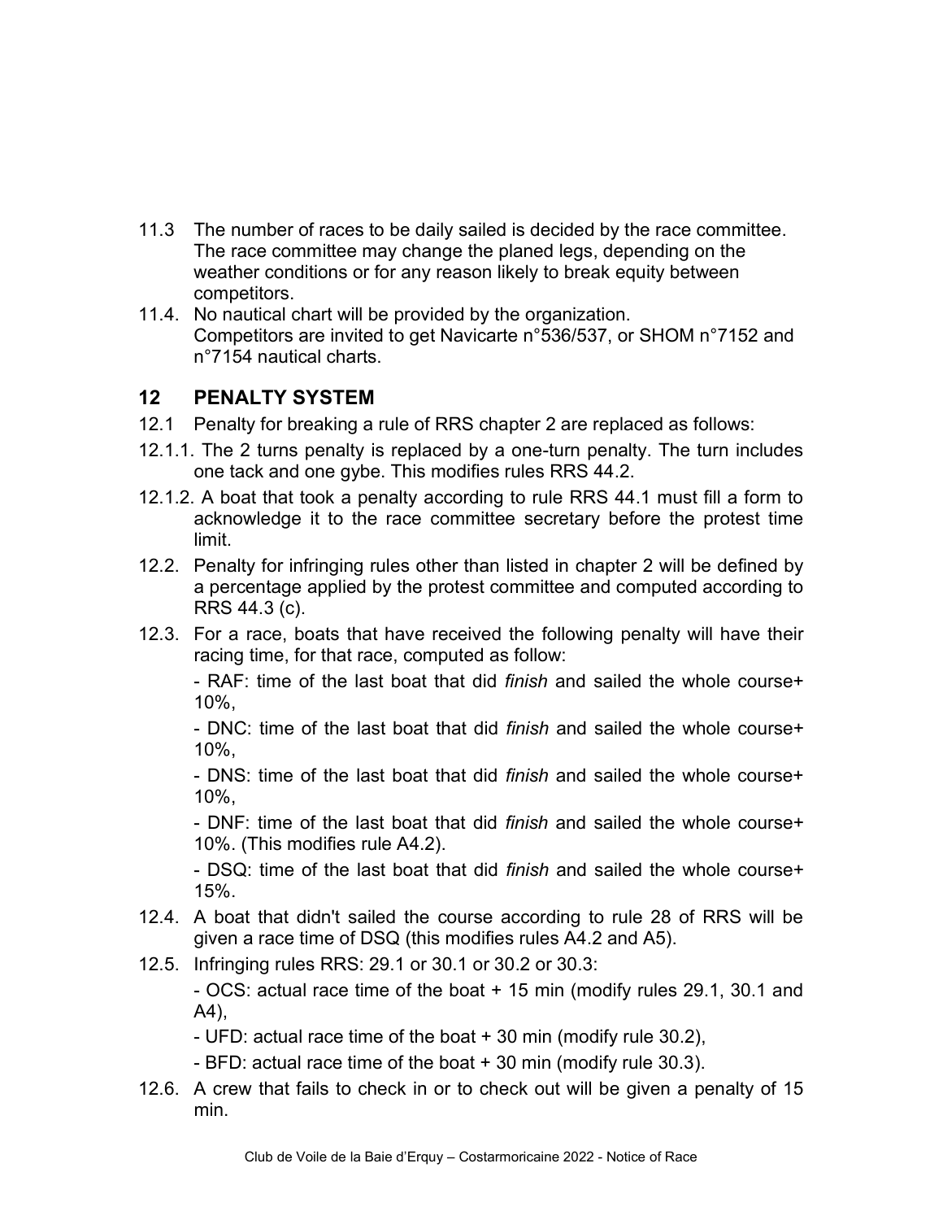11.3 The number of races to be daily sailed is decided by the race committee. The race committee may change the planed legs, depending on the weather conditions or for any reason likely to break equity between competitors.

11.4. No nautical chart will be provided by the organization. Competitors are invited to get Navicarte n°536/537, or SHOM n°7152 and n°7154 nautical charts.

## 12 PENALTY SYSTEM

12.1 Penalty for breaking a rule of RRS chapter 2 are replaced as follows:

12.1.1. The 2 turns penalty is replaced by a one-turn penalty. The turn includes one tack and one gybe. This modifies rules RRS 44.2.

12.1.2. A boat that took a penalty according to rule RRS 44.1 must fill a form to acknowledge it to the race committee secretary before the protest time limit.

12.2. Penalty for infringing rules other than listed in chapter 2 will be defined by a percentage applied by the protest committee and computed according to RRS 44.3 (c).

12.3. For a race, boats that have received the following penalty will have their racing time, for that race, computed as follow:

- RAF: time of the last boat that did *finish* and sailed the whole course+ 10%,
- DNC: time of the last boat that did *finish* and sailed the whole course+ 10%,
- DNS: time of the last boat that did *finish* and sailed the whole course+ 10%,
- DNF: time of the last boat that did *finish* and sailed the whole course+ 10%. (This modifies rule A4.2).
- DSQ: time of the last boat that did *finish* and sailed the whole course+ 15%.

12.4. A boat that didn't sailed the course according to rule 28 of RRS will be given a race time of DSQ (this modifies rules A4.2 and A5).

12.5. Infringing rules RRS: 29.1 or 30.1 or 30.2 or 30.3:

- OCS: actual race time of the boat + 15 min (modify rules 29.1, 30.1 and A4),
- UFD: actual race time of the boat + 30 min (modify rule 30.2),
- BFD: actual race time of the boat + 30 min (modify rule 30.3).

12.6. A crew that fails to check in or to check out will be given a penalty of 15 min.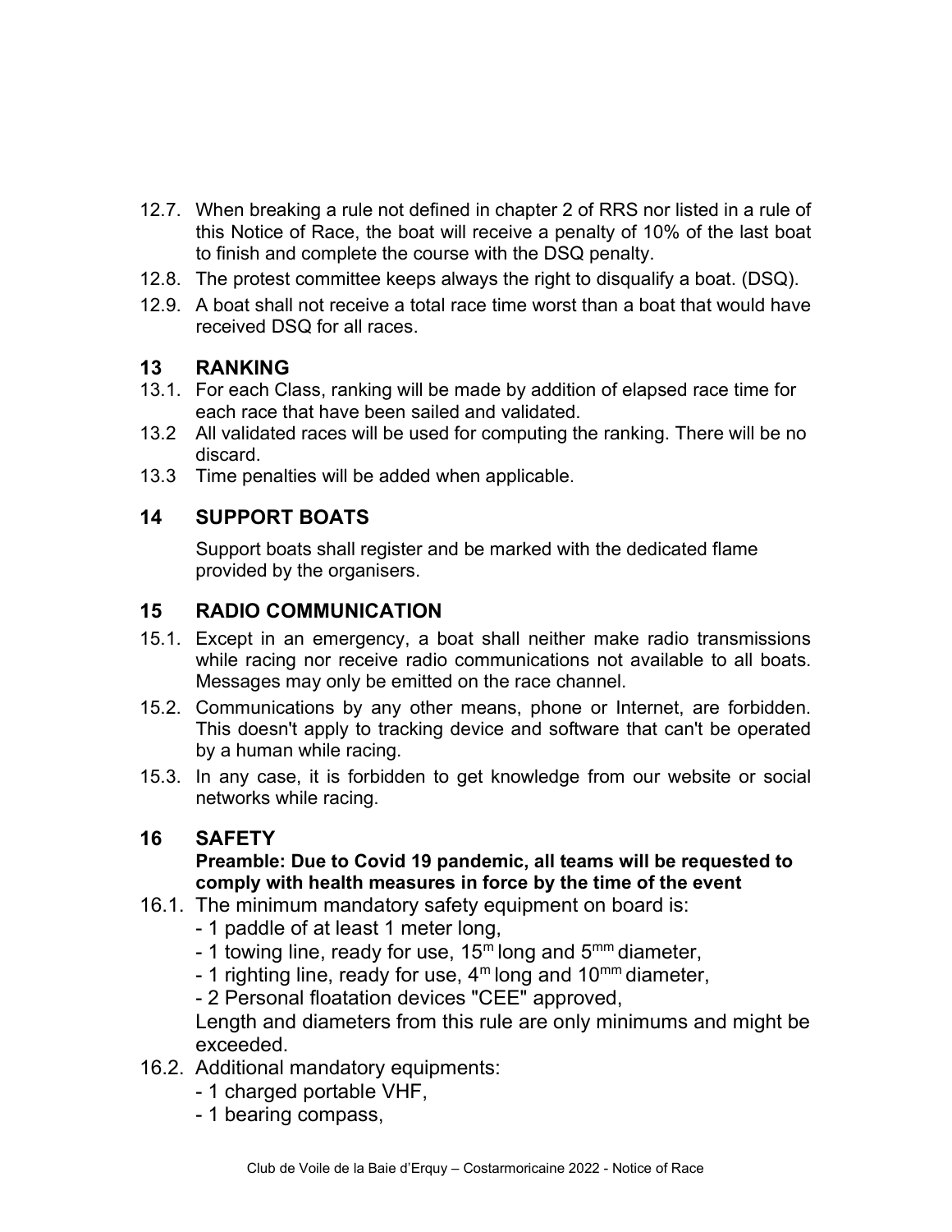12.7. When breaking a rule not defined in chapter 2 of RRS nor listed in a rule of this Notice of Race, the boat will receive a penalty of 10% of the last boat to finish and complete the course with the DSQ penalty.

12.8. The protest committee keeps always the right to disqualify a boat. (DSQ).

12.9. A boat shall not receive a total race time worst than a boat that would have received DSQ for all races.

## 13 RANKING

13.1. For each Class, ranking will be made by addition of elapsed race time for each race that have been sailed and validated.

13.2 All validated races will be used for computing the ranking. There will be no discard.

13.3 Time penalties will be added when applicable.

## 14 SUPPORT BOATS

Support boats shall register and be marked with the dedicated flame provided by the organisers.

## 15 RADIO COMMUNICATION

15.1. Except in an emergency, a boat shall neither make radio transmissions while racing nor receive radio communications not available to all boats. Messages may only be emitted on the race channel.

15.2. Communications by any other means, phone or Internet, are forbidden. This doesn't apply to tracking device and software that can't be operated by a human while racing.

15.3. In any case, it is forbidden to get knowledge from our website or social networks while racing.

## 16 SAFETY

**Preamble: Due to Covid 19 pandemic, all teams will be requested to comply with health measures in force by the time of the event**

16.1. The minimum mandatory safety equipment on board is:
- 1 paddle of at least 1 meter long,
- 1 towing line, ready for use, $15^{m}$ long and $5^{mm}$ diameter,
- 1 righting line, ready for use, $4^{m}$ long and $10^{mm}$ diameter,
- 2 Personal floatation devices "CEE" approved,

Length and diameters from this rule are only minimums and might be exceeded.

16.2. Additional mandatory equipments:
- 1 charged portable VHF,
- 1 bearing compass,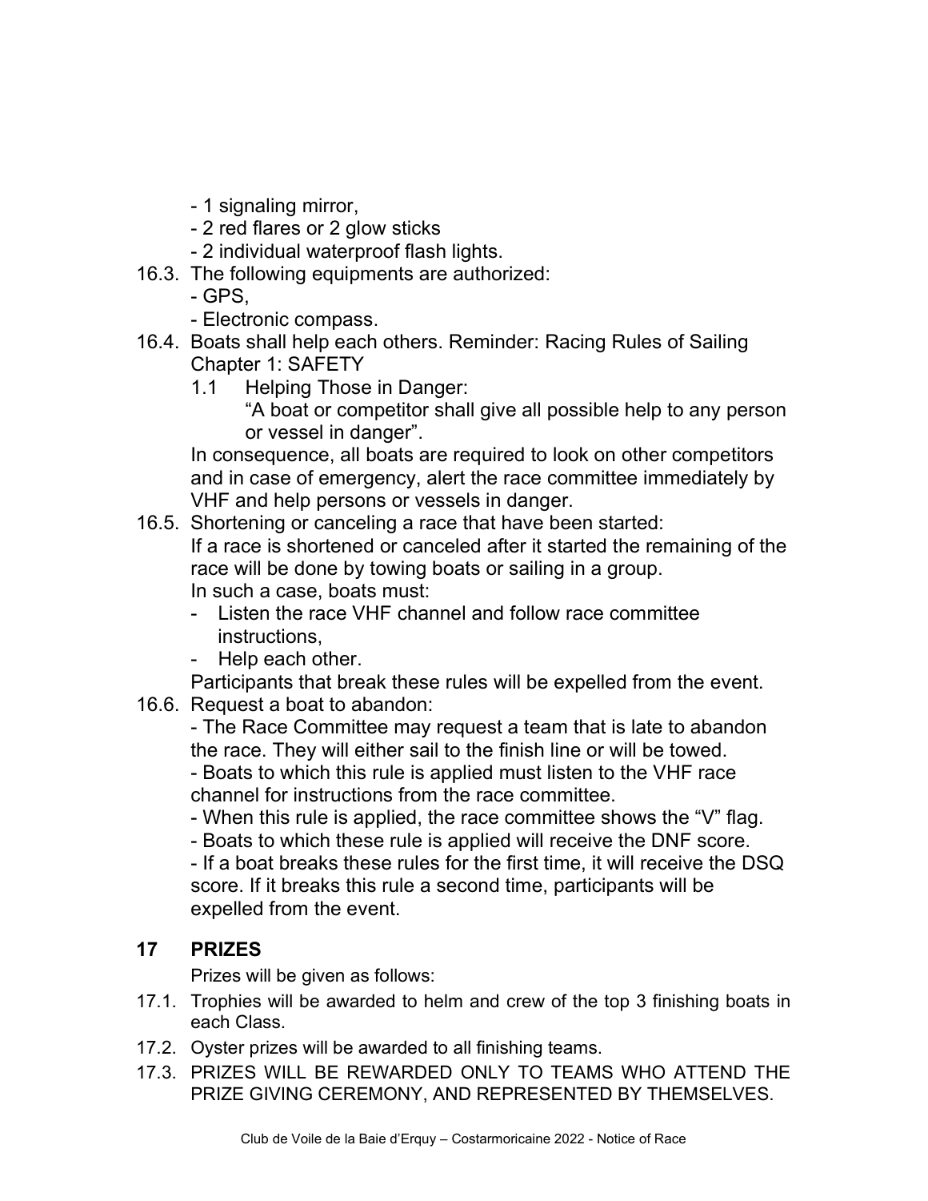- 1 signaling mirror,
- 2 red flares or 2 glow sticks
- 2 individual waterproof flash lights.

16.3. The following equipments are authorized:
- GPS,
- Electronic compass.

16.4. Boats shall help each others. Reminder: Racing Rules of Sailing Chapter 1: SAFETY

1.1 Helping Those in Danger:

"A boat or competitor shall give all possible help to any person or vessel in danger".

In consequence, all boats are required to look on other competitors and in case of emergency, alert the race committee immediately by VHF and help persons or vessels in danger.

16.5. Shortening or canceling a race that have been started:

If a race is shortened or canceled after it started the remaining of the race will be done by towing boats or sailing in a group.

In such a case, boats must:

- Listen the race VHF channel and follow race committee instructions,
- Help each other.

Participants that break these rules will be expelled from the event.

16.6. Request a boat to abandon:

- The Race Committee may request a team that is late to abandon the race. They will either sail to the finish line or will be towed.
- Boats to which this rule is applied must listen to the VHF race channel for instructions from the race committee.
- When this rule is applied, the race committee shows the "V" flag.
- Boats to which these rule is applied will receive the DNF score.
- If a boat breaks these rules for the first time, it will receive the DSQ score. If it breaks this rule a second time, participants will be expelled from the event.

## 17 PRIZES

Prizes will be given as follows:

17.1. Trophies will be awarded to helm and crew of the top 3 finishing boats in each Class.

17.2. Oyster prizes will be awarded to all finishing teams.

17.3. PRIZES WILL BE REWARDED ONLY TO TEAMS WHO ATTEND THE PRIZE GIVING CEREMONY, AND REPRESENTED BY THEMSELVES.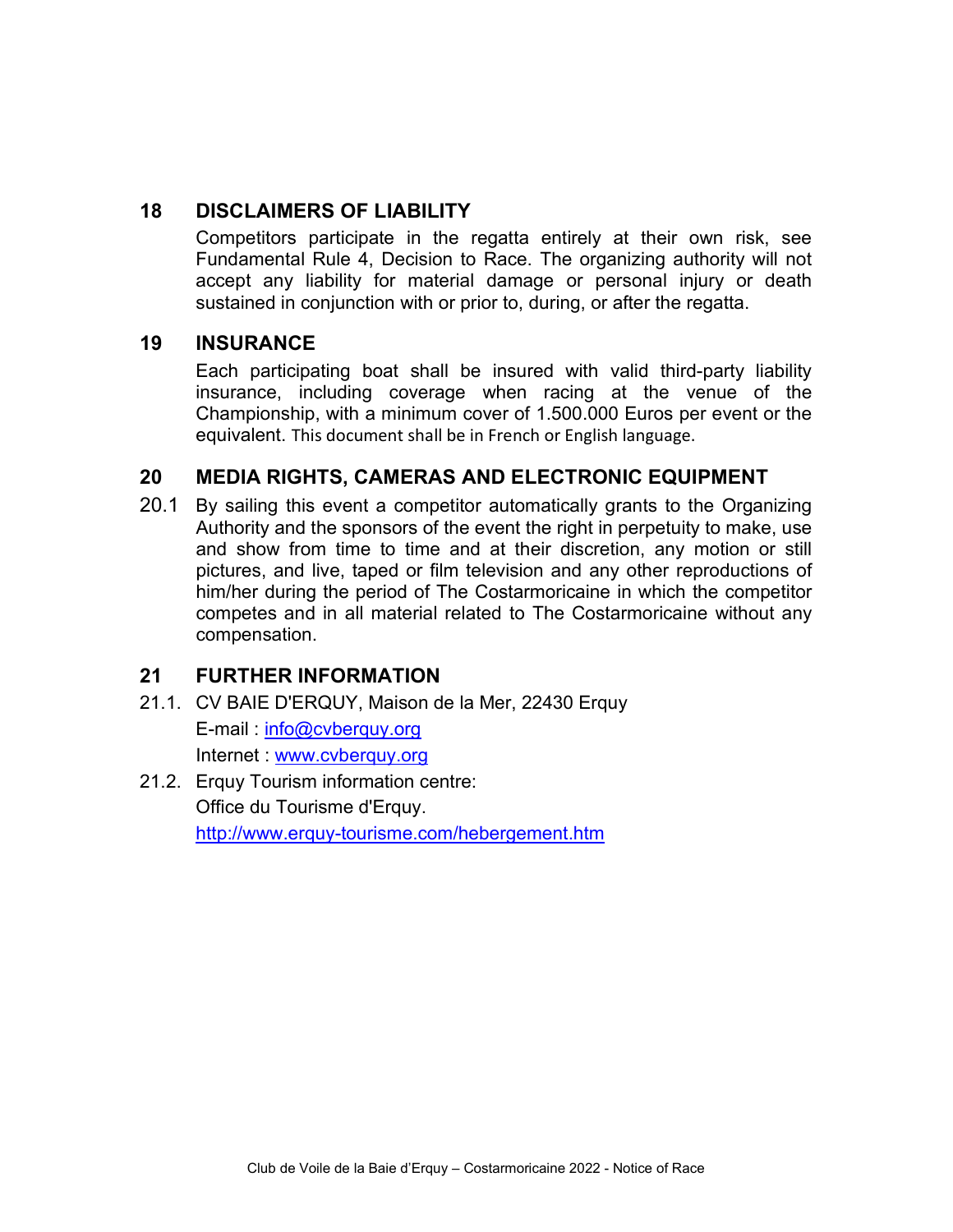## 18 DISCLAIMERS OF LIABILITY

Competitors participate in the regatta entirely at their own risk, see Fundamental Rule 4, Decision to Race. The organizing authority will not accept any liability for material damage or personal injury or death sustained in conjunction with or prior to, during, or after the regatta.

## 19 INSURANCE

Each participating boat shall be insured with valid third-party liability insurance, including coverage when racing at the venue of the Championship, with a minimum cover of 1.500.000 Euros per event or the equivalent. This document shall be in French or English language.

## 20 MEDIA RIGHTS, CAMERAS AND ELECTRONIC EQUIPMENT

20.1 By sailing this event a competitor automatically grants to the Organizing Authority and the sponsors of the event the right in perpetuity to make, use and show from time to time and at their discretion, any motion or still pictures, and live, taped or film television and any other reproductions of him/her during the period of The Costarmoricaine in which the competitor competes and in all material related to The Costarmoricaine without any compensation.

## 21 FURTHER INFORMATION

21.1. CV BAIE D'ERQUY, Maison de la Mer, 22430 Erquy

E-mail : info@cvberquy.org

Internet : www.cvberquy.org

21.2. Erquy Tourism information centre:

Office du Tourisme d'Erquy.

http://www.erquy-tourisme.com/hebergement.htm